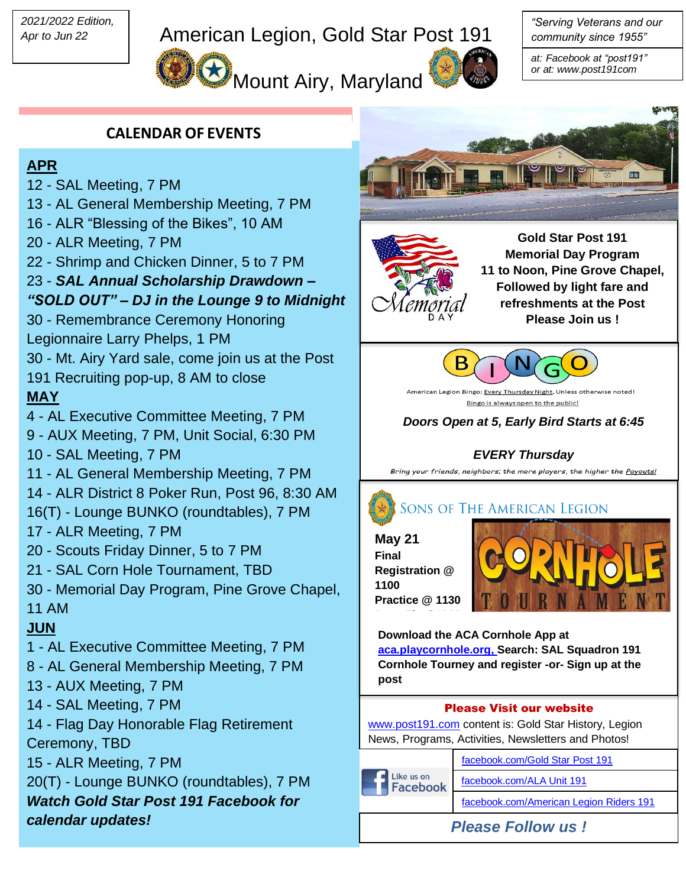*2021/2022 Edition, Apr to Jun 22*

# American Legion, Gold Star Post 191

## Mount Airy, Maryland

*"Serving Veterans and our community since 1955"*

*at: Facebook at "post191" or at: www.post191com*

## CALENDAR OF EVENTS

**APR**

12 - SAL Meeting, 7 PM
13 - AL General Membership Meeting, 7 PM
16 - ALR "Blessing of the Bikes", 10 AM
20 - ALR Meeting, 7 PM
22 - Shrimp and Chicken Dinner, 5 to 7 PM
23 - ***SAL Annual Scholarship Drawdown – "SOLD OUT" – DJ in the Lounge 9 to Midnight***
30 - Remembrance Ceremony Honoring Legionnaire Larry Phelps, 1 PM
30 - Mt. Airy Yard sale, come join us at the Post 191 Recruiting pop-up, 8 AM to close

**MAY**

4 - AL Executive Committee Meeting, 7 PM
9 - AUX Meeting, 7 PM, Unit Social, 6:30 PM
10 - SAL Meeting, 7 PM
11 - AL General Membership Meeting, 7 PM
14 - ALR District 8 Poker Run, Post 96, 8:30 AM
16(T) - Lounge BUNKO (roundtables), 7 PM
17 - ALR Meeting, 7 PM
20 - Scouts Friday Dinner, 5 to 7 PM
21 - SAL Corn Hole Tournament, TBD
30 - Memorial Day Program, Pine Grove Chapel, 11 AM

**JUN**

1 - AL Executive Committee Meeting, 7 PM
8 - AL General Membership Meeting, 7 PM
13 - AUX Meeting, 7 PM
14 - SAL Meeting, 7 PM
14 - Flag Day Honorable Flag Retirement Ceremony, TBD
15 - ALR Meeting, 7 PM
20(T) - Lounge BUNKO (roundtables), 7 PM

***Watch Gold Star Post 191 Facebook for calendar updates!***

Memorial DAY

**Gold Star Post 191 Memorial Day Program 11 to Noon, Pine Grove Chapel, Followed by light fare and refreshments at the Post Please Join us !**

BINGO

American Legion Bingo; Every Thursday Night, Unless otherwise noted! Bingo is always open to the public!

***Doors Open at 5, Early Bird Starts at 6:45***

***EVERY Thursday***

*Bring your friends, neighbors; the more players, the higher the Payouts!*

SONS OF THE AMERICAN LEGION

**May 21**
**Final Registration @ 1100**
**Practice @ 1130**

CORNHOLE TOURNAMENT

**Download the ACA Cornhole App at aca.playcornhole.org, Search: SAL Squadron 191 Cornhole Tourney and register -or- Sign up at the post**

**Please Visit our website**

www.post191.com content is: Gold Star History, Legion News, Programs, Activities, Newsletters and Photos!

Like us on Facebook

- facebook.com/Gold Star Post 191
- facebook.com/ALA Unit 191
- facebook.com/American Legion Riders 191

***Please Follow us !***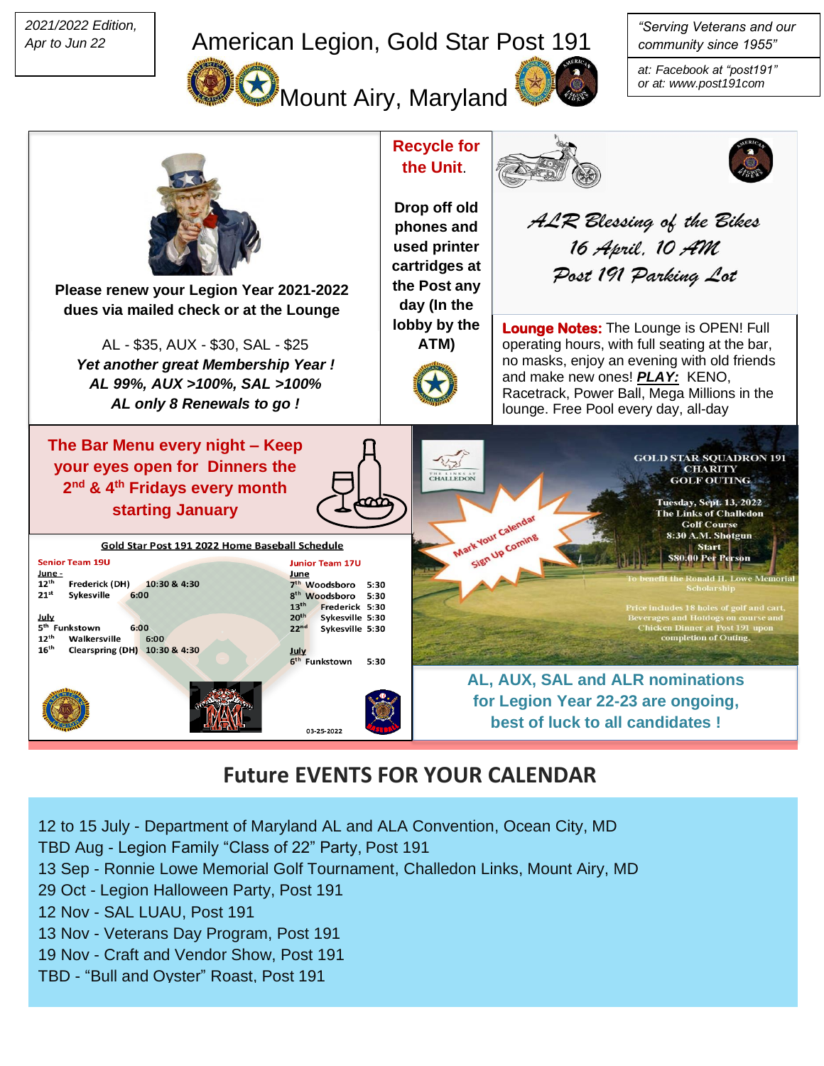2021/2022 Edition, Apr to Jun 22

# American Legion, Gold Star Post 191

# Mount Airy, Maryland

*"Serving Veterans and our community since 1955"*

*at: Facebook at "post191" or at: www.post191com*

**Please renew your Legion Year 2021-2022 dues via mailed check or at the Lounge**

AL - $35, AUX - $30, SAL - $25

***Yet another great Membership Year !***
***AL 99%, AUX >100%, SAL >100%***
***AL only 8 Renewals to go !***

**Recycle for the Unit.**

**Drop off old phones and used printer cartridges at the Post any day (In the lobby by the ATM)**

*ALR Blessing of the Bikes*
*16 April, 10 AM*
*Post 191 Parking Lot*

**Lounge Notes:** The Lounge is OPEN! Full operating hours, with full seating at the bar, no masks, enjoy an evening with old friends and make new ones! ***PLAY:*** KENO, Racetrack, Power Ball, Mega Millions in the lounge. Free Pool every day, all-day

**The Bar Menu every night – Keep your eyes open for Dinners the 2nd & 4th Fridays every month starting January**

**Gold Star Post 191 2022 Home Baseball Schedule**

**Senior Team 19U**

June -
- 12th Frederick (DH) 10:30 & 4:30
- 21st Sykesville 6:00

July
- 5th Funkstown 6:00
- 12th Walkersville 6:00
- 16th Clearspring (DH) 10:30 & 4:30

**Junior Team 17U**

June
- 7th Woodsboro 5:30
- 8th Woodsboro 5:30
- 13th Frederick 5:30
- 20th Sykesville 5:30
- 22nd Sykesville 5:30

July
- 6th Funkstown 5:30

03-25-2022

THE LINKS AT CHALLEDON

Mark Your Calendar
Sign Up Coming

**GOLD STAR SQUADRON 191 CHARITY GOLF OUTING**

**Tuesday, Sept. 13, 2022**
**The Links of Challedon Golf Course**
**8:30 A.M. Shotgun Start**
**$80.00 Per Person**

To benefit the Ronald H. Lowe Memorial Scholarship

Price includes 18 holes of golf and cart, Beverages and Hotdogs on course and Chicken Dinner at Post 191 upon completion of Outing.

**AL, AUX, SAL and ALR nominations for Legion Year 22-23 are ongoing, best of luck to all candidates !**

## Future EVENTS FOR YOUR CALENDAR

12 to 15 July - Department of Maryland AL and ALA Convention, Ocean City, MD
TBD Aug - Legion Family "Class of 22" Party, Post 191
13 Sep - Ronnie Lowe Memorial Golf Tournament, Challedon Links, Mount Airy, MD
29 Oct - Legion Halloween Party, Post 191
12 Nov - SAL LUAU, Post 191
13 Nov - Veterans Day Program, Post 191
19 Nov - Craft and Vendor Show, Post 191
TBD - "Bull and Oyster" Roast, Post 191